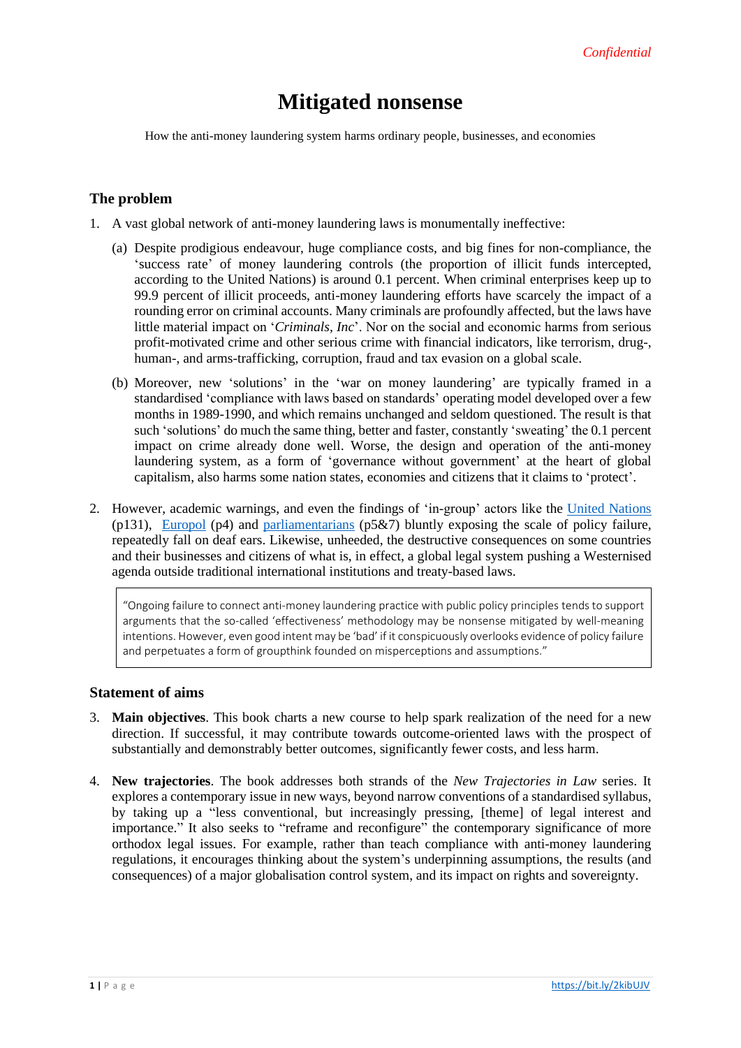*Confidential*

# Mitigated nonsense

How the anti-money laundering system harms ordinary people, businesses, and economies

## The problem

1. A vast global network of anti-money laundering laws is monumentally ineffective:

   (a) Despite prodigious endeavour, huge compliance costs, and big fines for non-compliance, the 'success rate' of money laundering controls (the proportion of illicit funds intercepted, according to the United Nations) is around 0.1 percent. When criminal enterprises keep up to 99.9 percent of illicit proceeds, anti-money laundering efforts have scarcely the impact of a rounding error on criminal accounts. Many criminals are profoundly affected, but the laws have little material impact on '*Criminals, Inc*'. Nor on the social and economic harms from serious profit-motivated crime and other serious crime with financial indicators, like terrorism, drug-, human-, and arms-trafficking, corruption, fraud and tax evasion on a global scale.

   (b) Moreover, new 'solutions' in the 'war on money laundering' are typically framed in a standardised 'compliance with laws based on standards' operating model developed over a few months in 1989-1990, and which remains unchanged and seldom questioned. The result is that such 'solutions' do much the same thing, better and faster, constantly 'sweating' the 0.1 percent impact on crime already done well. Worse, the design and operation of the anti-money laundering system, as a form of 'governance without government' at the heart of global capitalism, also harms some nation states, economies and citizens that it claims to 'protect'.

2. However, academic warnings, and even the findings of 'in-group' actors like the United Nations (p131), Europol (p4) and parliamentarians (p5&7) bluntly exposing the scale of policy failure, repeatedly fall on deaf ears. Likewise, unheeded, the destructive consequences on some countries and their businesses and citizens of what is, in effect, a global legal system pushing a Westernised agenda outside traditional international institutions and treaty-based laws.

> "Ongoing failure to connect anti-money laundering practice with public policy principles tends to support arguments that the so-called 'effectiveness' methodology may be nonsense mitigated by well-meaning intentions. However, even good intent may be 'bad' if it conspicuously overlooks evidence of policy failure and perpetuates a form of groupthink founded on misperceptions and assumptions."

## Statement of aims

3. **Main objectives**. This book charts a new course to help spark realization of the need for a new direction. If successful, it may contribute towards outcome-oriented laws with the prospect of substantially and demonstrably better outcomes, significantly fewer costs, and less harm.

4. **New trajectories**. The book addresses both strands of the *New Trajectories in Law* series. It explores a contemporary issue in new ways, beyond narrow conventions of a standardised syllabus, by taking up a "less conventional, but increasingly pressing, [theme] of legal interest and importance." It also seeks to "reframe and reconfigure" the contemporary significance of more orthodox legal issues. For example, rather than teach compliance with anti-money laundering regulations, it encourages thinking about the system's underpinning assumptions, the results (and consequences) of a major globalisation control system, and its impact on rights and sovereignty.

https://bit.ly/2kibUJV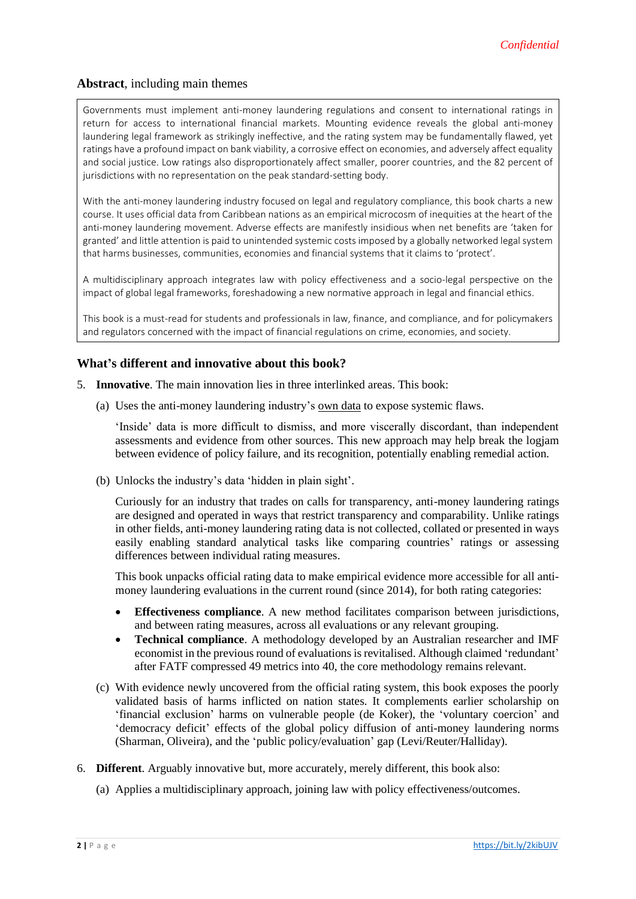## **Abstract**, including main themes

Governments must implement anti-money laundering regulations and consent to international ratings in return for access to international financial markets. Mounting evidence reveals the global anti-money laundering legal framework as strikingly ineffective, and the rating system may be fundamentally flawed, yet ratings have a profound impact on bank viability, a corrosive effect on economies, and adversely affect equality and social justice. Low ratings also disproportionately affect smaller, poorer countries, and the 82 percent of jurisdictions with no representation on the peak standard-setting body.

With the anti-money laundering industry focused on legal and regulatory compliance, this book charts a new course. It uses official data from Caribbean nations as an empirical microcosm of inequities at the heart of the anti-money laundering movement. Adverse effects are manifestly insidious when net benefits are 'taken for granted' and little attention is paid to unintended systemic costs imposed by a globally networked legal system that harms businesses, communities, economies and financial systems that it claims to 'protect'.

A multidisciplinary approach integrates law with policy effectiveness and a socio-legal perspective on the impact of global legal frameworks, foreshadowing a new normative approach in legal and financial ethics.

This book is a must-read for students and professionals in law, finance, and compliance, and for policymakers and regulators concerned with the impact of financial regulations on crime, economies, and society.

## What's different and innovative about this book?

5. **Innovative**. The main innovation lies in three interlinked areas. This book:

   (a) Uses the anti-money laundering industry's own data to expose systemic flaws.

   'Inside' data is more difficult to dismiss, and more viscerally discordant, than independent assessments and evidence from other sources. This new approach may help break the logjam between evidence of policy failure, and its recognition, potentially enabling remedial action.

   (b) Unlocks the industry's data 'hidden in plain sight'.

   Curiously for an industry that trades on calls for transparency, anti-money laundering ratings are designed and operated in ways that restrict transparency and comparability. Unlike ratings in other fields, anti-money laundering rating data is not collected, collated or presented in ways easily enabling standard analytical tasks like comparing countries' ratings or assessing differences between individual rating measures.

   This book unpacks official rating data to make empirical evidence more accessible for all anti-money laundering evaluations in the current round (since 2014), for both rating categories:

   - **Effectiveness compliance**. A new method facilitates comparison between jurisdictions, and between rating measures, across all evaluations or any relevant grouping.
   - **Technical compliance**. A methodology developed by an Australian researcher and IMF economist in the previous round of evaluations is revitalised. Although claimed 'redundant' after FATF compressed 49 metrics into 40, the core methodology remains relevant.

   (c) With evidence newly uncovered from the official rating system, this book exposes the poorly validated basis of harms inflicted on nation states. It complements earlier scholarship on 'financial exclusion' harms on vulnerable people (de Koker), the 'voluntary coercion' and 'democracy deficit' effects of the global policy diffusion of anti-money laundering norms (Sharman, Oliveira), and the 'public policy/evaluation' gap (Levi/Reuter/Halliday).

6. **Different**. Arguably innovative but, more accurately, merely different, this book also:

   (a) Applies a multidisciplinary approach, joining law with policy effectiveness/outcomes.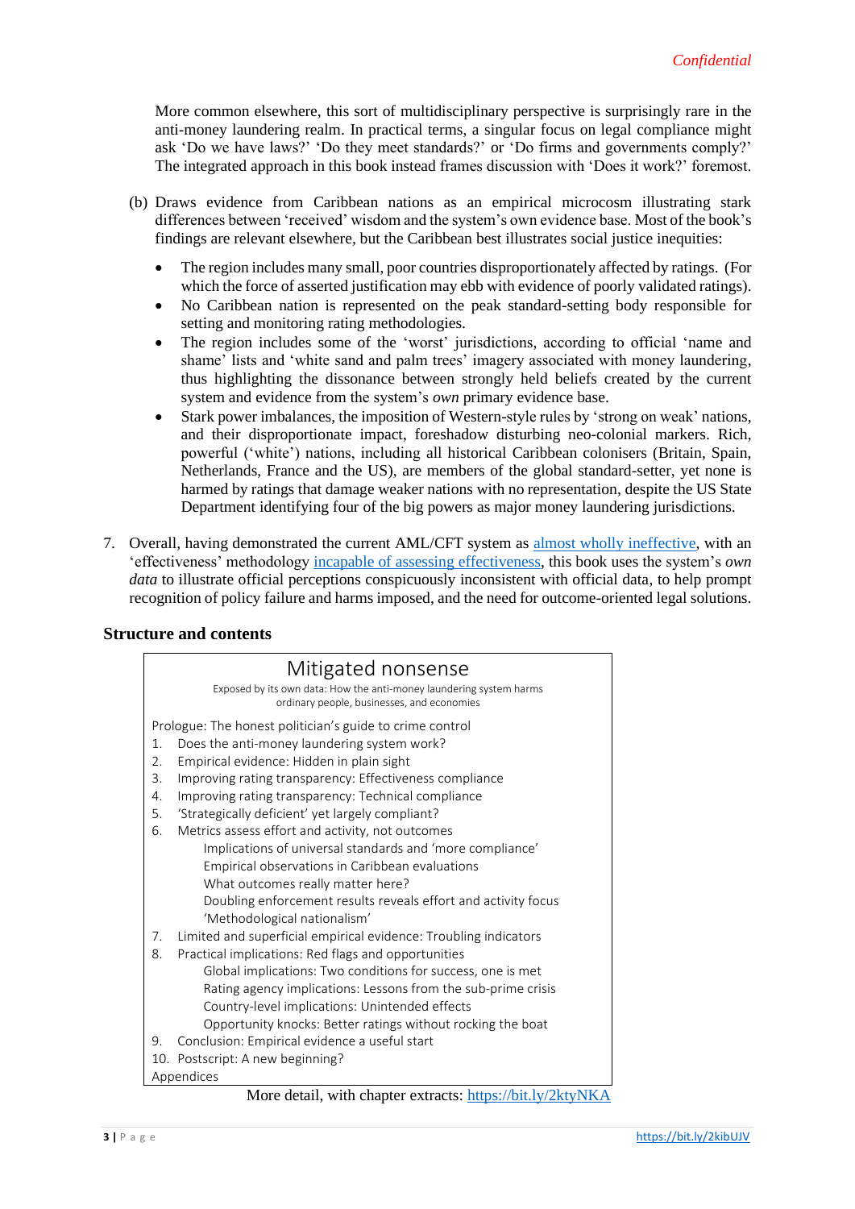More common elsewhere, this sort of multidisciplinary perspective is surprisingly rare in the anti-money laundering realm. In practical terms, a singular focus on legal compliance might ask 'Do we have laws?' 'Do they meet standards?' or 'Do firms and governments comply?' The integrated approach in this book instead frames discussion with 'Does it work?' foremost.

(b) Draws evidence from Caribbean nations as an empirical microcosm illustrating stark differences between 'received' wisdom and the system's own evidence base. Most of the book's findings are relevant elsewhere, but the Caribbean best illustrates social justice inequities:

- The region includes many small, poor countries disproportionately affected by ratings. (For which the force of asserted justification may ebb with evidence of poorly validated ratings).
- No Caribbean nation is represented on the peak standard-setting body responsible for setting and monitoring rating methodologies.
- The region includes some of the 'worst' jurisdictions, according to official 'name and shame' lists and 'white sand and palm trees' imagery associated with money laundering, thus highlighting the dissonance between strongly held beliefs created by the current system and evidence from the system's *own* primary evidence base.
- Stark power imbalances, the imposition of Western-style rules by 'strong on weak' nations, and their disproportionate impact, foreshadow disturbing neo-colonial markers. Rich, powerful ('white') nations, including all historical Caribbean colonisers (Britain, Spain, Netherlands, France and the US), are members of the global standard-setter, yet none is harmed by ratings that damage weaker nations with no representation, despite the US State Department identifying four of the big powers as major money laundering jurisdictions.

7. Overall, having demonstrated the current AML/CFT system as almost wholly ineffective, with an 'effectiveness' methodology incapable of assessing effectiveness, this book uses the system's *own data* to illustrate official perceptions conspicuously inconsistent with official data, to help prompt recognition of policy failure and harms imposed, and the need for outcome-oriented legal solutions.

## Structure and contents

**Mitigated nonsense**

Exposed by its own data: How the anti-money laundering system harms ordinary people, businesses, and economies

Prologue: The honest politician's guide to crime control

1. Does the anti-money laundering system work?
2. Empirical evidence: Hidden in plain sight
3. Improving rating transparency: Effectiveness compliance
4. Improving rating transparency: Technical compliance
5. 'Strategically deficient' yet largely compliant?
6. Metrics assess effort and activity, not outcomes
   - Implications of universal standards and 'more compliance'
   - Empirical observations in Caribbean evaluations
   - What outcomes really matter here?
   - Doubling enforcement results reveals effort and activity focus
   - 'Methodological nationalism'
7. Limited and superficial empirical evidence: Troubling indicators
8. Practical implications: Red flags and opportunities
   - Global implications: Two conditions for success, one is met
   - Rating agency implications: Lessons from the sub-prime crisis
   - Country-level implications: Unintended effects
   - Opportunity knocks: Better ratings without rocking the boat
9. Conclusion: Empirical evidence a useful start
10. Postscript: A new beginning?

Appendices

More detail, with chapter extracts: https://bit.ly/2ktyNKA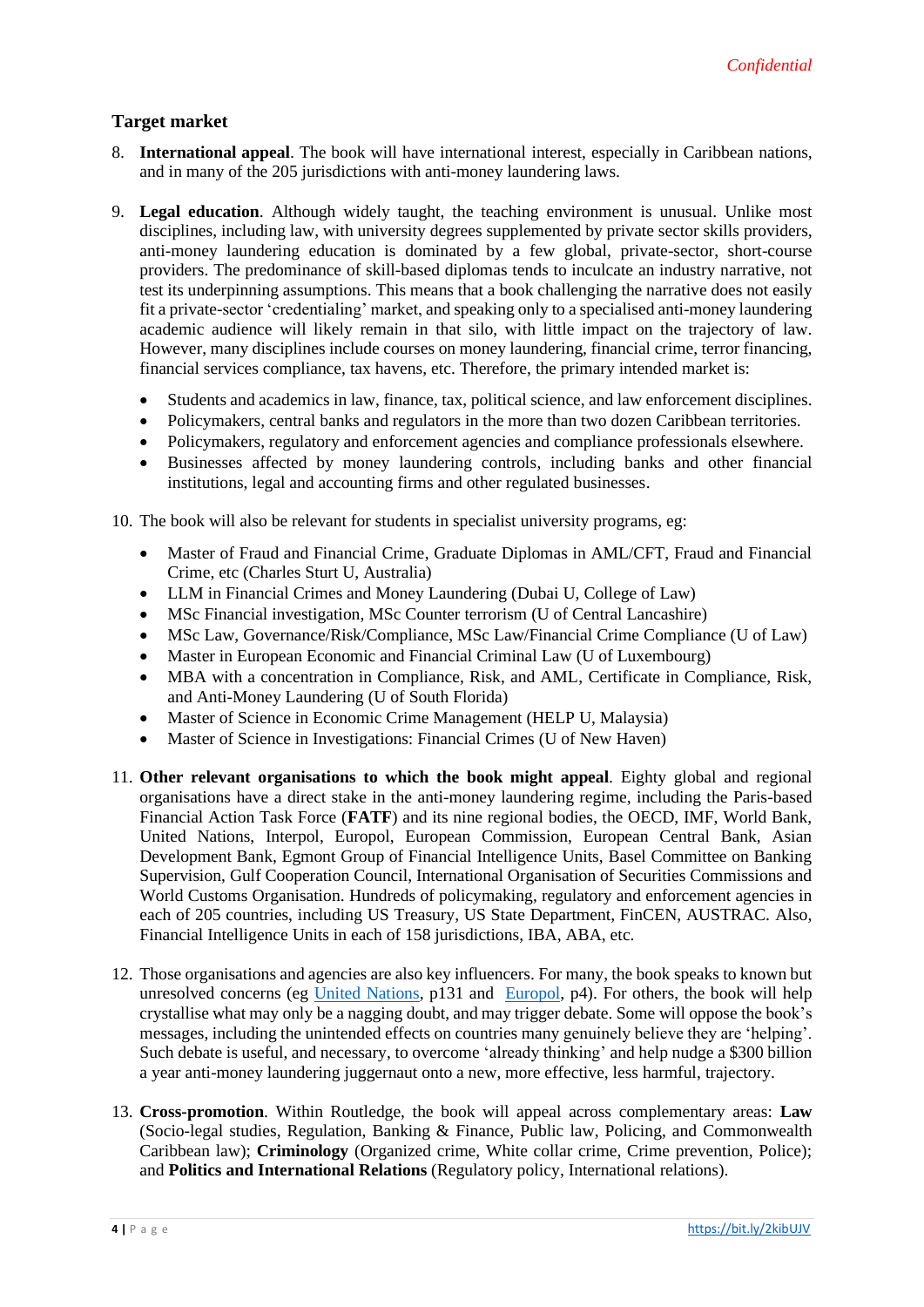## Target market

8. **International appeal**. The book will have international interest, especially in Caribbean nations, and in many of the 205 jurisdictions with anti-money laundering laws.

9. **Legal education**. Although widely taught, the teaching environment is unusual. Unlike most disciplines, including law, with university degrees supplemented by private sector skills providers, anti-money laundering education is dominated by a few global, private-sector, short-course providers. The predominance of skill-based diplomas tends to inculcate an industry narrative, not test its underpinning assumptions. This means that a book challenging the narrative does not easily fit a private-sector 'credentialing' market, and speaking only to a specialised anti-money laundering academic audience will likely remain in that silo, with little impact on the trajectory of law. However, many disciplines include courses on money laundering, financial crime, terror financing, financial services compliance, tax havens, etc. Therefore, the primary intended market is:

   - Students and academics in law, finance, tax, political science, and law enforcement disciplines.
   - Policymakers, central banks and regulators in the more than two dozen Caribbean territories.
   - Policymakers, regulatory and enforcement agencies and compliance professionals elsewhere.
   - Businesses affected by money laundering controls, including banks and other financial institutions, legal and accounting firms and other regulated businesses.

10. The book will also be relevant for students in specialist university programs, eg:

    - Master of Fraud and Financial Crime, Graduate Diplomas in AML/CFT, Fraud and Financial Crime, etc (Charles Sturt U, Australia)
    - LLM in Financial Crimes and Money Laundering (Dubai U, College of Law)
    - MSc Financial investigation, MSc Counter terrorism (U of Central Lancashire)
    - MSc Law, Governance/Risk/Compliance, MSc Law/Financial Crime Compliance (U of Law)
    - Master in European Economic and Financial Criminal Law (U of Luxembourg)
    - MBA with a concentration in Compliance, Risk, and AML, Certificate in Compliance, Risk, and Anti-Money Laundering (U of South Florida)
    - Master of Science in Economic Crime Management (HELP U, Malaysia)
    - Master of Science in Investigations: Financial Crimes (U of New Haven)

11. **Other relevant organisations to which the book might appeal**. Eighty global and regional organisations have a direct stake in the anti-money laundering regime, including the Paris-based Financial Action Task Force (**FATF**) and its nine regional bodies, the OECD, IMF, World Bank, United Nations, Interpol, Europol, European Commission, European Central Bank, Asian Development Bank, Egmont Group of Financial Intelligence Units, Basel Committee on Banking Supervision, Gulf Cooperation Council, International Organisation of Securities Commissions and World Customs Organisation. Hundreds of policymaking, regulatory and enforcement agencies in each of 205 countries, including US Treasury, US State Department, FinCEN, AUSTRAC. Also, Financial Intelligence Units in each of 158 jurisdictions, IBA, ABA, etc.

12. Those organisations and agencies are also key influencers. For many, the book speaks to known but unresolved concerns (eg United Nations, p131 and Europol, p4). For others, the book will help crystallise what may only be a nagging doubt, and may trigger debate. Some will oppose the book's messages, including the unintended effects on countries many genuinely believe they are 'helping'. Such debate is useful, and necessary, to overcome 'already thinking' and help nudge a $300 billion a year anti-money laundering juggernaut onto a new, more effective, less harmful, trajectory.

13. **Cross-promotion**. Within Routledge, the book will appeal across complementary areas: **Law** (Socio-legal studies, Regulation, Banking & Finance, Public law, Policing, and Commonwealth Caribbean law); **Criminology** (Organized crime, White collar crime, Crime prevention, Police); and **Politics and International Relations** (Regulatory policy, International relations).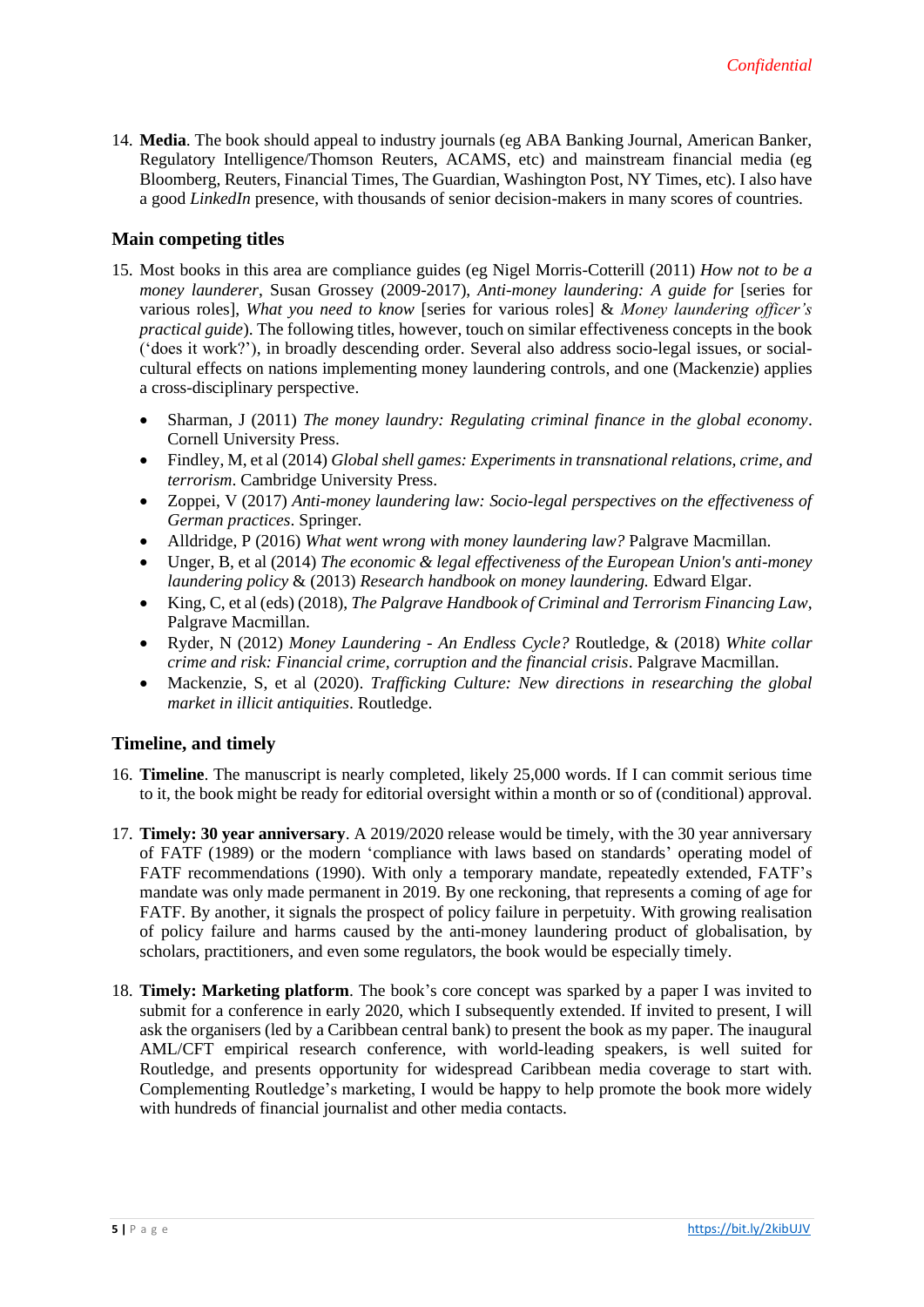14. **Media**. The book should appeal to industry journals (eg ABA Banking Journal, American Banker, Regulatory Intelligence/Thomson Reuters, ACAMS, etc) and mainstream financial media (eg Bloomberg, Reuters, Financial Times, The Guardian, Washington Post, NY Times, etc). I also have a good *LinkedIn* presence, with thousands of senior decision-makers in many scores of countries.

## Main competing titles

15. Most books in this area are compliance guides (eg Nigel Morris-Cotterill (2011) *How not to be a money launderer*, Susan Grossey (2009-2017), *Anti-money laundering: A guide for* [series for various roles], *What you need to know* [series for various roles] & *Money laundering officer's practical guide*). The following titles, however, touch on similar effectiveness concepts in the book ('does it work?'), in broadly descending order. Several also address socio-legal issues, or social-cultural effects on nations implementing money laundering controls, and one (Mackenzie) applies a cross-disciplinary perspective.

   - Sharman, J (2011) *The money laundry: Regulating criminal finance in the global economy*. Cornell University Press.
   - Findley, M, et al (2014) *Global shell games: Experiments in transnational relations, crime, and terrorism*. Cambridge University Press.
   - Zoppei, V (2017) *Anti-money laundering law: Socio-legal perspectives on the effectiveness of German practices*. Springer.
   - Alldridge, P (2016) *What went wrong with money laundering law?* Palgrave Macmillan.
   - Unger, B, et al (2014) *The economic & legal effectiveness of the European Union's anti-money laundering policy* & (2013) *Research handbook on money laundering.* Edward Elgar.
   - King, C, et al (eds) (2018), *The Palgrave Handbook of Criminal and Terrorism Financing Law*, Palgrave Macmillan.
   - Ryder, N (2012) *Money Laundering - An Endless Cycle?* Routledge, & (2018) *White collar crime and risk: Financial crime, corruption and the financial crisis*. Palgrave Macmillan.
   - Mackenzie, S, et al (2020). *Trafficking Culture: New directions in researching the global market in illicit antiquities*. Routledge.

## Timeline, and timely

16. **Timeline**. The manuscript is nearly completed, likely 25,000 words. If I can commit serious time to it, the book might be ready for editorial oversight within a month or so of (conditional) approval.

17. **Timely: 30 year anniversary**. A 2019/2020 release would be timely, with the 30 year anniversary of FATF (1989) or the modern 'compliance with laws based on standards' operating model of FATF recommendations (1990). With only a temporary mandate, repeatedly extended, FATF's mandate was only made permanent in 2019. By one reckoning, that represents a coming of age for FATF. By another, it signals the prospect of policy failure in perpetuity. With growing realisation of policy failure and harms caused by the anti-money laundering product of globalisation, by scholars, practitioners, and even some regulators, the book would be especially timely.

18. **Timely: Marketing platform**. The book's core concept was sparked by a paper I was invited to submit for a conference in early 2020, which I subsequently extended. If invited to present, I will ask the organisers (led by a Caribbean central bank) to present the book as my paper. The inaugural AML/CFT empirical research conference, with world-leading speakers, is well suited for Routledge, and presents opportunity for widespread Caribbean media coverage to start with. Complementing Routledge's marketing, I would be happy to help promote the book more widely with hundreds of financial journalist and other media contacts.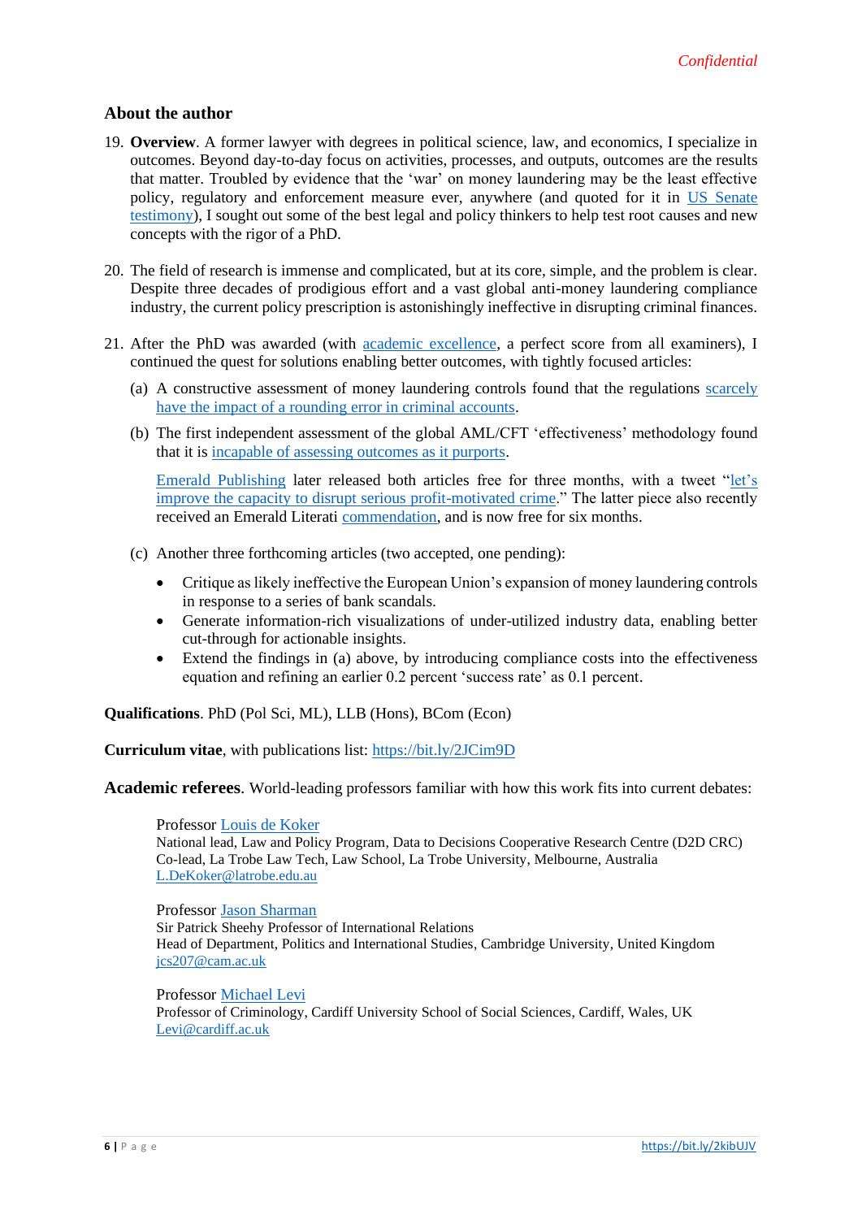*Confidential*

## About the author

19. **Overview**. A former lawyer with degrees in political science, law, and economics, I specialize in outcomes. Beyond day-to-day focus on activities, processes, and outputs, outcomes are the results that matter. Troubled by evidence that the 'war' on money laundering may be the least effective policy, regulatory and enforcement measure ever, anywhere (and quoted for it in US Senate testimony), I sought out some of the best legal and policy thinkers to help test root causes and new concepts with the rigor of a PhD.

20. The field of research is immense and complicated, but at its core, simple, and the problem is clear. Despite three decades of prodigious effort and a vast global anti-money laundering compliance industry, the current policy prescription is astonishingly ineffective in disrupting criminal finances.

21. After the PhD was awarded (with academic excellence, a perfect score from all examiners), I continued the quest for solutions enabling better outcomes, with tightly focused articles:

    (a) A constructive assessment of money laundering controls found that the regulations scarcely have the impact of a rounding error in criminal accounts.

    (b) The first independent assessment of the global AML/CFT 'effectiveness' methodology found that it is incapable of assessing outcomes as it purports.

    Emerald Publishing later released both articles free for three months, with a tweet "let's improve the capacity to disrupt serious profit-motivated crime." The latter piece also recently received an Emerald Literati commendation, and is now free for six months.

    (c) Another three forthcoming articles (two accepted, one pending):

    - Critique as likely ineffective the European Union's expansion of money laundering controls in response to a series of bank scandals.
    - Generate information-rich visualizations of under-utilized industry data, enabling better cut-through for actionable insights.
    - Extend the findings in (a) above, by introducing compliance costs into the effectiveness equation and refining an earlier 0.2 percent 'success rate' as 0.1 percent.

**Qualifications**. PhD (Pol Sci, ML), LLB (Hons), BCom (Econ)

**Curriculum vitae**, with publications list: https://bit.ly/2JCim9D

**Academic referees**. World-leading professors familiar with how this work fits into current debates:

Professor Louis de Koker
National lead, Law and Policy Program, Data to Decisions Cooperative Research Centre (D2D CRC)
Co-lead, La Trobe Law Tech, Law School, La Trobe University, Melbourne, Australia
L.DeKoker@latrobe.edu.au

Professor Jason Sharman
Sir Patrick Sheehy Professor of International Relations
Head of Department, Politics and International Studies, Cambridge University, United Kingdom
jcs207@cam.ac.uk

Professor Michael Levi
Professor of Criminology, Cardiff University School of Social Sciences, Cardiff, Wales, UK
Levi@cardiff.ac.uk